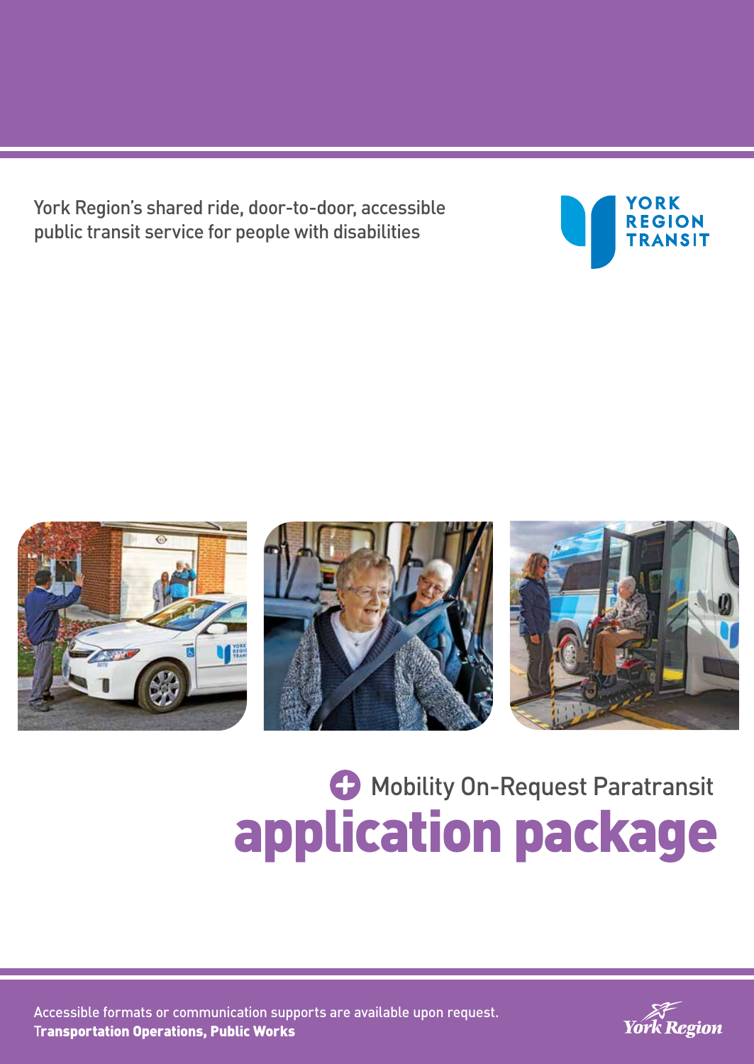York Region's shared ride, door-to-door, accessible public transit service for people with disabilities

YORK REGION TRANSIT

# Mobility On-Request Paratransit application package

Accessible formats or communication supports are available upon request.
**Transportation Operations, Public Works**

York Region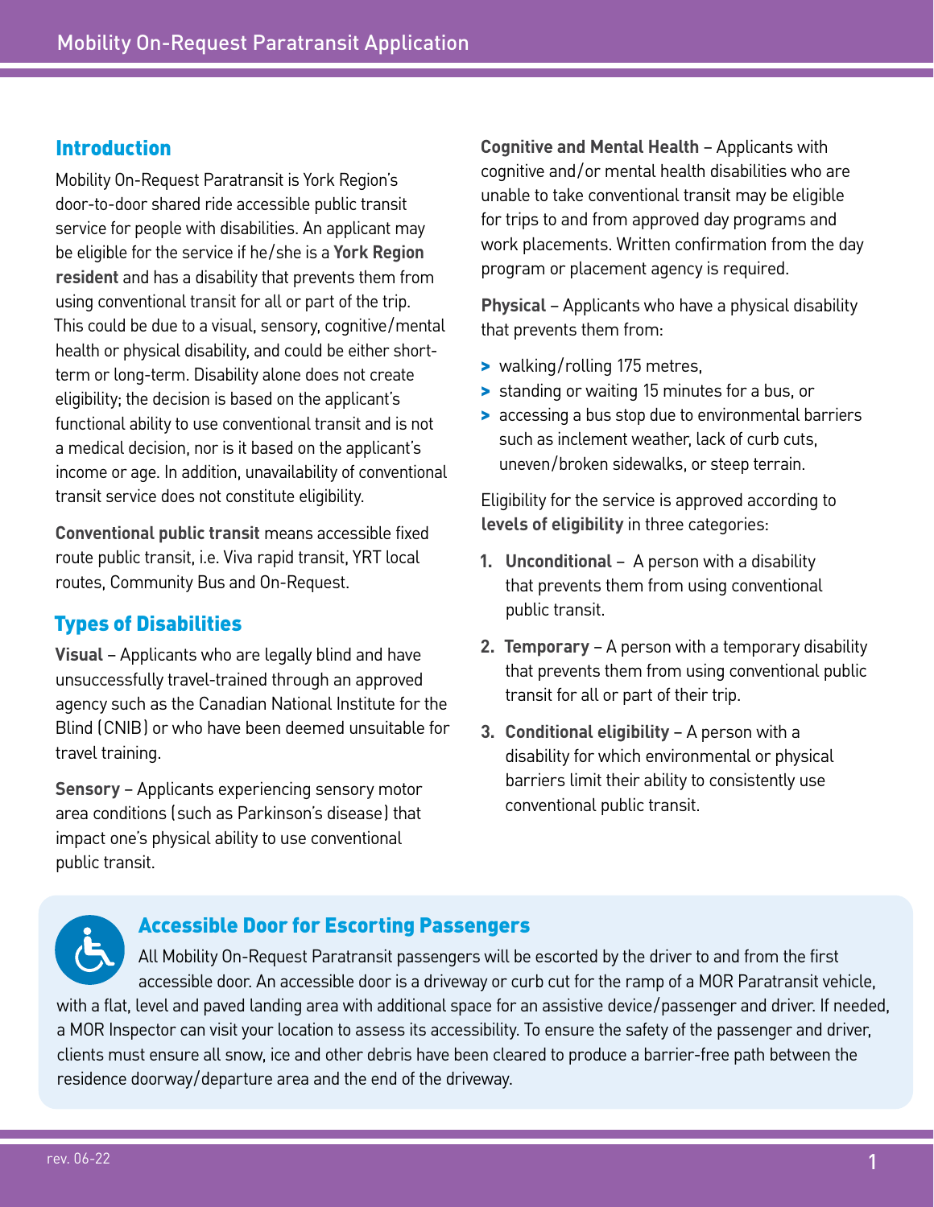## Introduction

Mobility On-Request Paratransit is York Region's door-to-door shared ride accessible public transit service for people with disabilities. An applicant may be eligible for the service if he/she is a **York Region resident** and has a disability that prevents them from using conventional transit for all or part of the trip. This could be due to a visual, sensory, cognitive/mental health or physical disability, and could be either short-term or long-term. Disability alone does not create eligibility; the decision is based on the applicant's functional ability to use conventional transit and is not a medical decision, nor is it based on the applicant's income or age. In addition, unavailability of conventional transit service does not constitute eligibility.

**Conventional public transit** means accessible fixed route public transit, i.e. Viva rapid transit, YRT local routes, Community Bus and On-Request.

## Types of Disabilities

**Visual** – Applicants who are legally blind and have unsuccessfully travel-trained through an approved agency such as the Canadian National Institute for the Blind (CNIB) or who have been deemed unsuitable for travel training.

**Sensory** – Applicants experiencing sensory motor area conditions (such as Parkinson's disease) that impact one's physical ability to use conventional public transit.

**Cognitive and Mental Health** – Applicants with cognitive and/or mental health disabilities who are unable to take conventional transit may be eligible for trips to and from approved day programs and work placements. Written confirmation from the day program or placement agency is required.

**Physical** – Applicants who have a physical disability that prevents them from:

- walking/rolling 175 metres,
- standing or waiting 15 minutes for a bus, or
- accessing a bus stop due to environmental barriers such as inclement weather, lack of curb cuts, uneven/broken sidewalks, or steep terrain.

Eligibility for the service is approved according to **levels of eligibility** in three categories:

1. **Unconditional** – A person with a disability that prevents them from using conventional public transit.
2. **Temporary** – A person with a temporary disability that prevents them from using conventional public transit for all or part of their trip.
3. **Conditional eligibility** – A person with a disability for which environmental or physical barriers limit their ability to consistently use conventional public transit.

### Accessible Door for Escorting Passengers

All Mobility On-Request Paratransit passengers will be escorted by the driver to and from the first accessible door. An accessible door is a driveway or curb cut for the ramp of a MOR Paratransit vehicle, with a flat, level and paved landing area with additional space for an assistive device/passenger and driver. If needed, a MOR Inspector can visit your location to assess its accessibility. To ensure the safety of the passenger and driver, clients must ensure all snow, ice and other debris have been cleared to produce a barrier-free path between the residence doorway/departure area and the end of the driveway.

rev. 06-22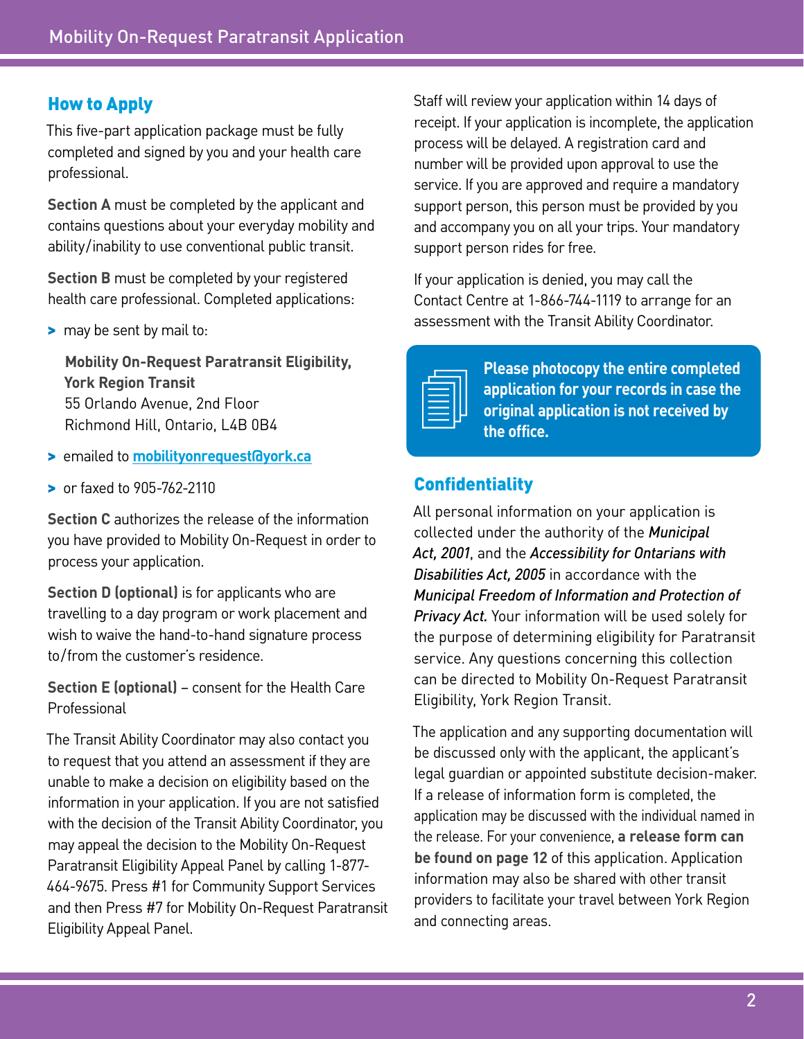## How to Apply

This five-part application package must be fully completed and signed by you and your health care professional.

**Section A** must be completed by the applicant and contains questions about your everyday mobility and ability/inability to use conventional public transit.

**Section B** must be completed by your registered health care professional. Completed applications:

- may be sent by mail to:

  **Mobility On-Request Paratransit Eligibility, York Region Transit**
  55 Orlando Avenue, 2nd Floor
  Richmond Hill, Ontario, L4B 0B4

- emailed to **mobilityonrequest@york.ca**
- or faxed to 905-762-2110

**Section C** authorizes the release of the information you have provided to Mobility On-Request in order to process your application.

**Section D (optional)** is for applicants who are travelling to a day program or work placement and wish to waive the hand-to-hand signature process to/from the customer's residence.

**Section E (optional)** – consent for the Health Care Professional

The Transit Ability Coordinator may also contact you to request that you attend an assessment if they are unable to make a decision on eligibility based on the information in your application. If you are not satisfied with the decision of the Transit Ability Coordinator, you may appeal the decision to the Mobility On-Request Paratransit Eligibility Appeal Panel by calling 1-877-464-9675. Press #1 for Community Support Services and then Press #7 for Mobility On-Request Paratransit Eligibility Appeal Panel.

Staff will review your application within 14 days of receipt. If your application is incomplete, the application process will be delayed. A registration card and number will be provided upon approval to use the service. If you are approved and require a mandatory support person, this person must be provided by you and accompany you on all your trips. Your mandatory support person rides for free.

If your application is denied, you may call the Contact Centre at 1-866-744-1119 to arrange for an assessment with the Transit Ability Coordinator.

**Please photocopy the entire completed application for your records in case the original application is not received by the office.**

## Confidentiality

All personal information on your application is collected under the authority of the ***Municipal Act, 2001***, and the ***Accessibility for Ontarians with Disabilities Act, 2005*** in accordance with the ***Municipal Freedom of Information and Protection of Privacy Act.*** Your information will be used solely for the purpose of determining eligibility for Paratransit service. Any questions concerning this collection can be directed to Mobility On-Request Paratransit Eligibility, York Region Transit.

The application and any supporting documentation will be discussed only with the applicant, the applicant's legal guardian or appointed substitute decision-maker. If a release of information form is completed, the application may be discussed with the individual named in the release. For your convenience, **a release form can be found on page 12** of this application. Application information may also be shared with other transit providers to facilitate your travel between York Region and connecting areas.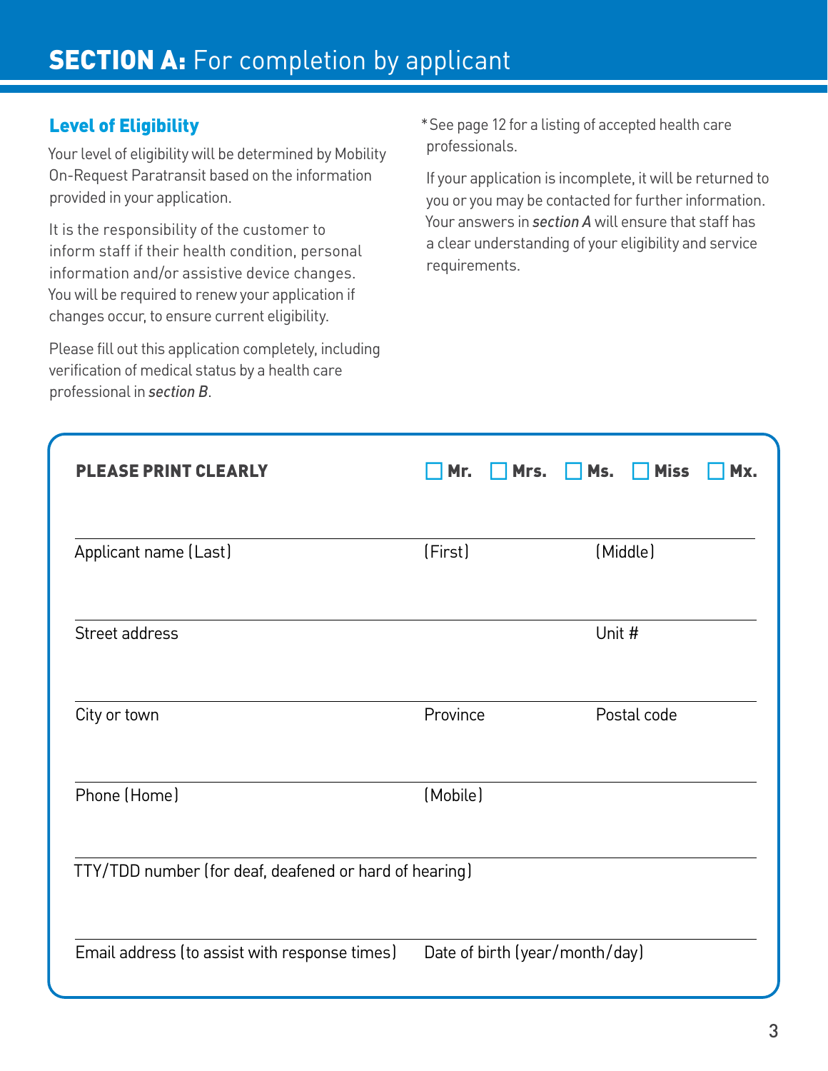# **SECTION A:** For completion by applicant

## Level of Eligibility

Your level of eligibility will be determined by Mobility On-Request Paratransit based on the information provided in your application.

It is the responsibility of the customer to inform staff if their health condition, personal information and/or assistive device changes. You will be required to renew your application if changes occur, to ensure current eligibility.

Please fill out this application completely, including verification of medical status by a health care professional in *section B*.

*See page 12 for a listing of accepted health care professionals.

If your application is incomplete, it will be returned to you or you may be contacted for further information. Your answers in *section A* will ensure that staff has a clear understanding of your eligibility and service requirements.

**PLEASE PRINT CLEARLY** ☐ **Mr.** ☐ **Mrs.** ☐ **Ms.** ☐ **Miss** ☐ **Mx.**

| | | |
|---|---|---|
| Applicant name (Last) | (First) | (Middle) |
| Street address | | Unit # |
| City or town | Province | Postal code |
| Phone (Home) | (Mobile) | |
| TTY/TDD number (for deaf, deafened or hard of hearing) | | |
| Email address (to assist with response times) | Date of birth (year/month/day) | |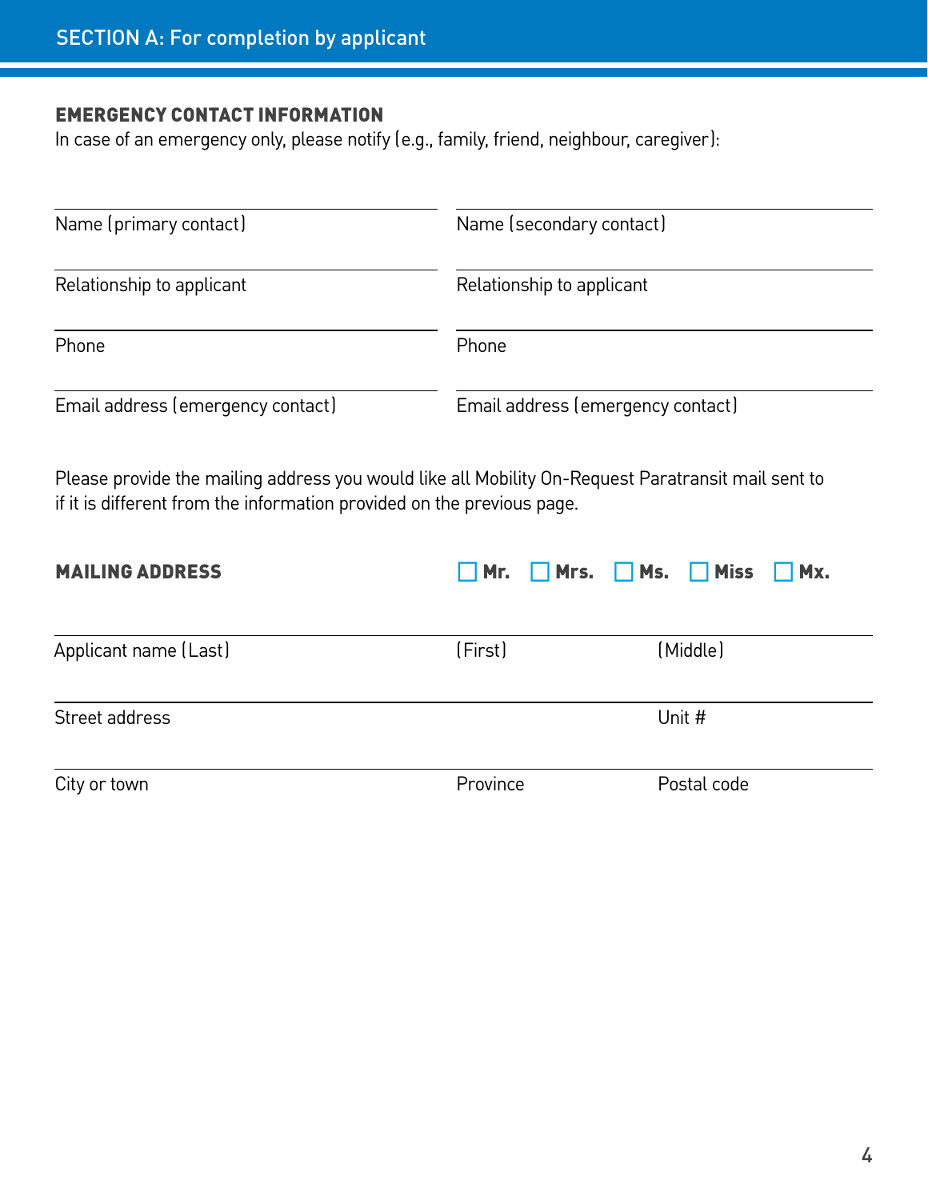## SECTION A: For completion by applicant

### EMERGENCY CONTACT INFORMATION

In case of an emergency only, please notify (e.g., family, friend, neighbour, caregiver):

| | |
|---|---|
| Name (primary contact) | Name (secondary contact) |
| Relationship to applicant | Relationship to applicant |
| Phone | Phone |
| Email address (emergency contact) | Email address (emergency contact) |

Please provide the mailing address you would like all Mobility On-Request Paratransit mail sent to if it is different from the information provided on the previous page.

### MAILING ADDRESS

☐ **Mr.** ☐ **Mrs.** ☐ **Ms.** ☐ **Miss** ☐ **Mx.**

| | | |
|---|---|---|
| Applicant name (Last) | (First) | (Middle) |
| Street address | | Unit # |
| City or town | Province | Postal code |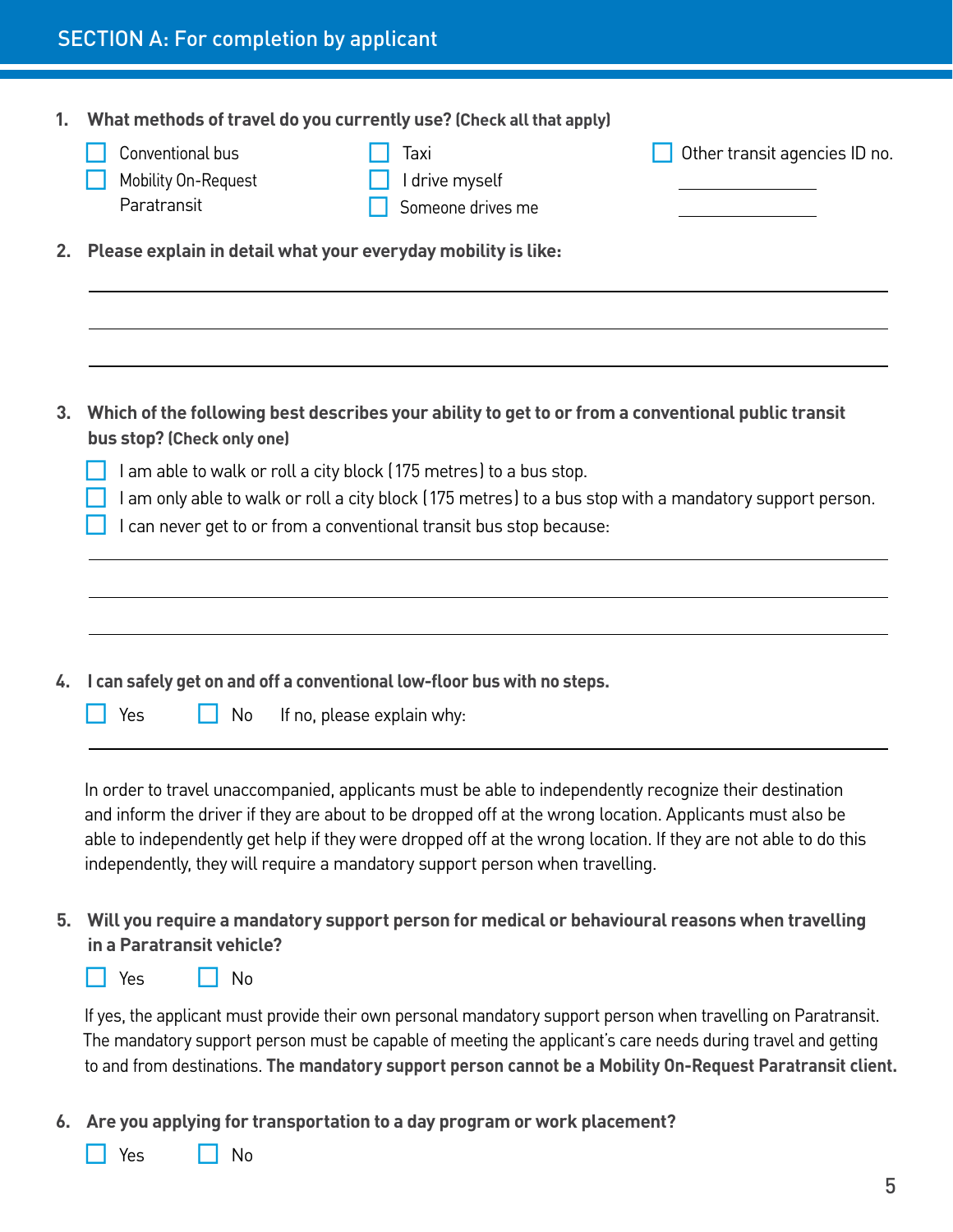## SECTION A: For completion by applicant

**1. What methods of travel do you currently use? (Check all that apply)**

- ☐ Conventional bus
- ☐ Mobility On-Request Paratransit
- ☐ Taxi
- ☐ I drive myself
- ☐ Someone drives me
- ☐ Other transit agencies ID no. ______________ ______________

**2. Please explain in detail what your everyday mobility is like:**

______________________________________________

______________________________________________

______________________________________________

**3. Which of the following best describes your ability to get to or from a conventional public transit bus stop? (Check only one)**

- ☐ I am able to walk or roll a city block (175 metres) to a bus stop.
- ☐ I am only able to walk or roll a city block (175 metres) to a bus stop with a mandatory support person.
- ☐ I can never get to or from a conventional transit bus stop because:

______________________________________________

______________________________________________

______________________________________________

**4. I can safely get on and off a conventional low-floor bus with no steps.**

☐ Yes ☐ No If no, please explain why:

______________________________________________

In order to travel unaccompanied, applicants must be able to independently recognize their destination and inform the driver if they are about to be dropped off at the wrong location. Applicants must also be able to independently get help if they were dropped off at the wrong location. If they are not able to do this independently, they will require a mandatory support person when travelling.

**5. Will you require a mandatory support person for medical or behavioural reasons when travelling in a Paratransit vehicle?**

☐ Yes ☐ No

If yes, the applicant must provide their own personal mandatory support person when travelling on Paratransit. The mandatory support person must be capable of meeting the applicant's care needs during travel and getting to and from destinations. **The mandatory support person cannot be a Mobility On-Request Paratransit client.**

**6. Are you applying for transportation to a day program or work placement?**

☐ Yes ☐ No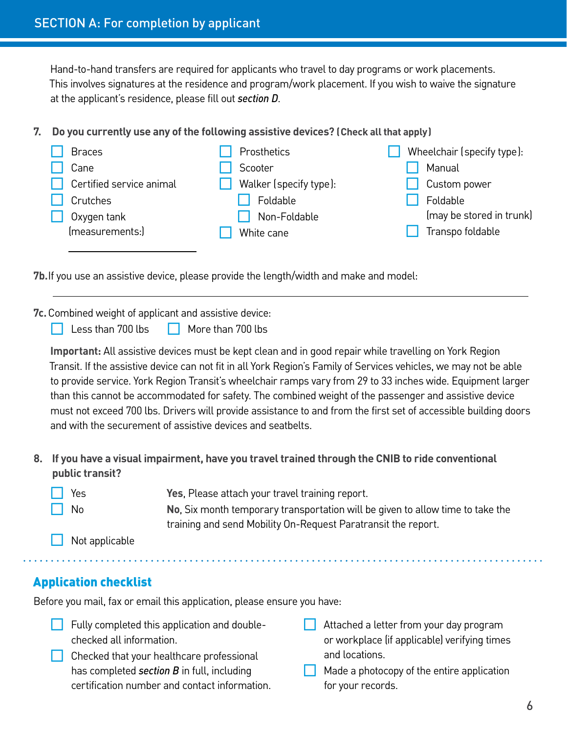## SECTION A: For completion by applicant

Hand-to-hand transfers are required for applicants who travel to day programs or work placements. This involves signatures at the residence and program/work placement. If you wish to waive the signature at the applicant's residence, please fill out *section D*.

**7. Do you currently use any of the following assistive devices? (Check all that apply)**

- ☐ Braces
- ☐ Cane
- ☐ Certified service animal
- ☐ Crutches
- ☐ Oxygen tank (measurements:) \_\_\_\_\_\_\_\_\_\_\_\_\_\_\_\_
- ☐ Prosthetics
- ☐ Scooter
- ☐ Walker (specify type):
  - ☐ Foldable
  - ☐ Non-Foldable
- ☐ White cane
- ☐ Wheelchair (specify type):
  - ☐ Manual
  - ☐ Custom power
  - ☐ Foldable (may be stored in trunk)
  - ☐ Transpo foldable

**7b.** If you use an assistive device, please provide the length/width and make and model:

\_\_\_\_\_\_\_\_\_\_\_\_\_\_\_\_\_\_\_\_\_\_\_\_\_\_\_\_\_\_\_\_\_\_\_\_\_\_\_\_\_\_\_\_\_\_\_\_\_\_\_\_\_\_\_\_

**7c.** Combined weight of applicant and assistive device:

☐ Less than 700 lbs ☐ More than 700 lbs

**Important:** All assistive devices must be kept clean and in good repair while travelling on York Region Transit. If the assistive device can not fit in all York Region's Family of Services vehicles, we may not be able to provide service. York Region Transit's wheelchair ramps vary from 29 to 33 inches wide. Equipment larger than this cannot be accommodated for safety. The combined weight of the passenger and assistive device must not exceed 700 lbs. Drivers will provide assistance to and from the first set of accessible building doors and with the securement of assistive devices and seatbelts.

**8. If you have a visual impairment, have you travel trained through the CNIB to ride conventional public transit?**

- ☐ Yes — **Yes**, Please attach your travel training report.
- ☐ No — **No**, Six month temporary transportation will be given to allow time to take the training and send Mobility On-Request Paratransit the report.
- ☐ Not applicable

## Application checklist

Before you mail, fax or email this application, please ensure you have:

- ☐ Fully completed this application and double-checked all information.
- ☐ Checked that your healthcare professional has completed *section B* in full, including certification number and contact information.
- ☐ Attached a letter from your day program or workplace (if applicable) verifying times and locations.
- ☐ Made a photocopy of the entire application for your records.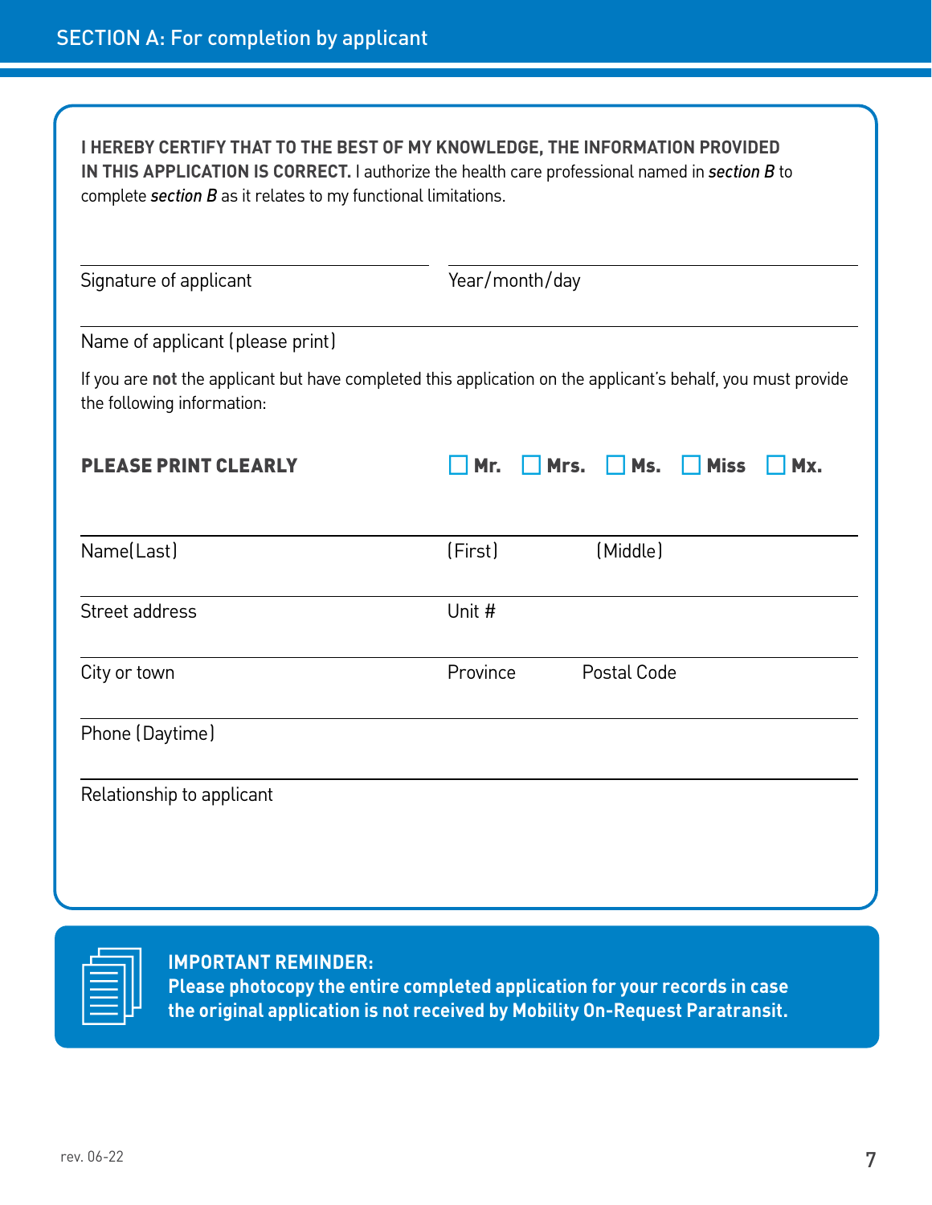## SECTION A: For completion by applicant

**I HEREBY CERTIFY THAT TO THE BEST OF MY KNOWLEDGE, THE INFORMATION PROVIDED IN THIS APPLICATION IS CORRECT.** I authorize the health care professional named in ***section B*** to complete ***section B*** as it relates to my functional limitations.

Signature of applicant ____________________ Year/month/day ____________________

Name of applicant (please print) ____________________

If you are **not** the applicant but have completed this application on the applicant's behalf, you must provide the following information:

**PLEASE PRINT CLEARLY** ☐ **Mr.** ☐ **Mrs.** ☐ **Ms.** ☐ **Miss** ☐ **Mx.**

Name(Last) ____________________ (First) ____________________ (Middle) ____________________

Street address ____________________ Unit # ____________________

City or town ____________________ Province ____________________ Postal Code ____________________

Phone (Daytime) ____________________

Relationship to applicant ____________________

**IMPORTANT REMINDER:**
**Please photocopy the entire completed application for your records in case the original application is not received by Mobility On-Request Paratransit.**

rev. 06-22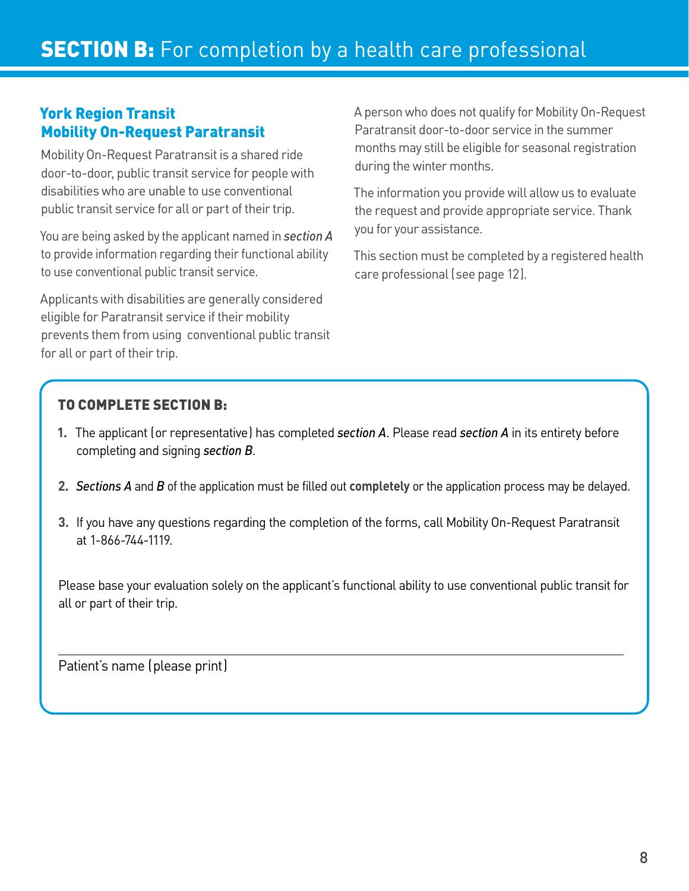# **SECTION B:** For completion by a health care professional

## York Region Transit Mobility On-Request Paratransit

Mobility On-Request Paratransit is a shared ride door-to-door, public transit service for people with disabilities who are unable to use conventional public transit service for all or part of their trip.

You are being asked by the applicant named in *section A* to provide information regarding their functional ability to use conventional public transit service.

Applicants with disabilities are generally considered eligible for Paratransit service if their mobility prevents them from using conventional public transit for all or part of their trip.

A person who does not qualify for Mobility On-Request Paratransit door-to-door service in the summer months may still be eligible for seasonal registration during the winter months.

The information you provide will allow us to evaluate the request and provide appropriate service. Thank you for your assistance.

This section must be completed by a registered health care professional (see page 12).

### TO COMPLETE SECTION B:

1. The applicant (or representative) has completed *section A*. Please read *section A* in its entirety before completing and signing *section B*.
2. *Sections A* and *B* of the application must be filled out **completely** or the application process may be delayed.
3. If you have any questions regarding the completion of the forms, call Mobility On-Request Paratransit at 1-866-744-1119.

Please base your evaluation solely on the applicant's functional ability to use conventional public transit for all or part of their trip.

______________________________________________

Patient's name (please print)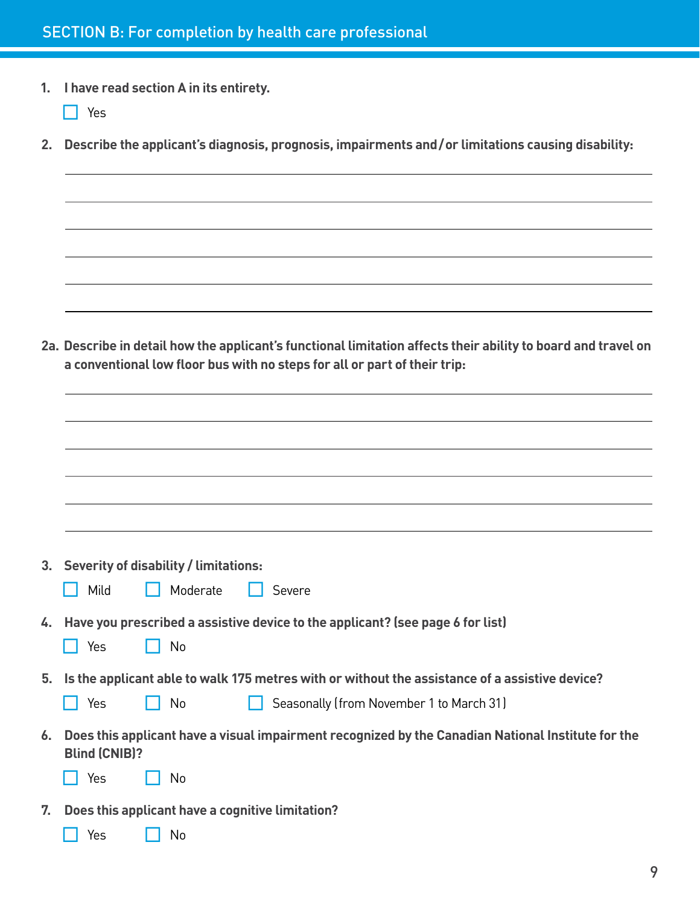## SECTION B: For completion by health care professional

1. **I have read section A in its entirety.**

   ☐ Yes

2. **Describe the applicant's diagnosis, prognosis, impairments and / or limitations causing disability:**

   ______________________________________________________________________

   ______________________________________________________________________

   ______________________________________________________________________

   ______________________________________________________________________

   ______________________________________________________________________

   ______________________________________________________________________

2a. **Describe in detail how the applicant's functional limitation affects their ability to board and travel on a conventional low floor bus with no steps for all or part of their trip:**

   ______________________________________________________________________

   ______________________________________________________________________

   ______________________________________________________________________

   ______________________________________________________________________

   ______________________________________________________________________

   ______________________________________________________________________

3. **Severity of disability / limitations:**

   ☐ Mild ☐ Moderate ☐ Severe

4. **Have you prescribed a assistive device to the applicant? (see page 6 for list)**

   ☐ Yes ☐ No

5. **Is the applicant able to walk 175 metres with or without the assistance of a assistive device?**

   ☐ Yes ☐ No ☐ Seasonally (from November 1 to March 31)

6. **Does this applicant have a visual impairment recognized by the Canadian National Institute for the Blind (CNIB)?**

   ☐ Yes ☐ No

7. **Does this applicant have a cognitive limitation?**

   ☐ Yes ☐ No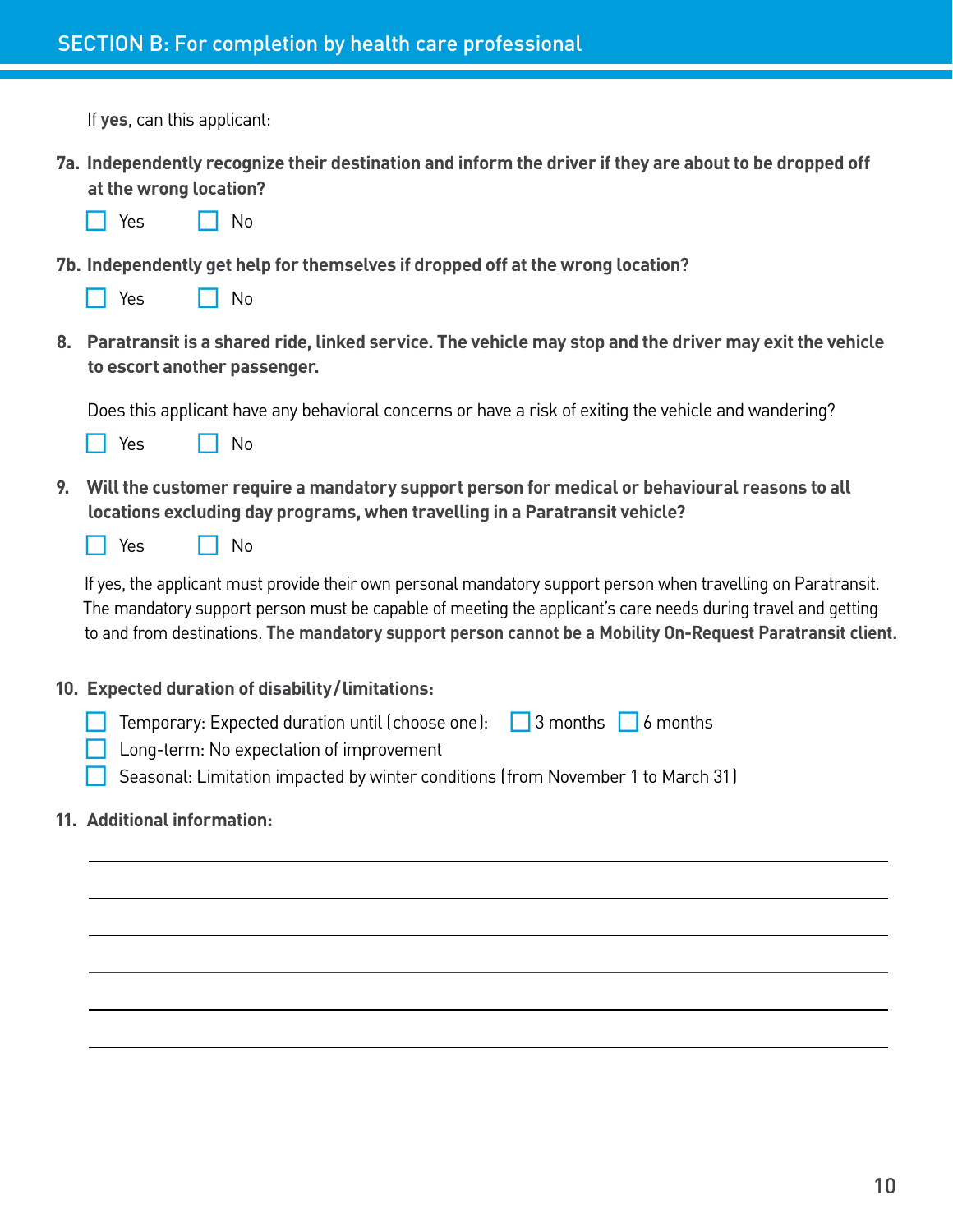## SECTION B: For completion by health care professional

If **yes**, can this applicant:

**7a. Independently recognize their destination and inform the driver if they are about to be dropped off at the wrong location?**

☐ Yes ☐ No

**7b. Independently get help for themselves if dropped off at the wrong location?**

☐ Yes ☐ No

**8. Paratransit is a shared ride, linked service. The vehicle may stop and the driver may exit the vehicle to escort another passenger.**

Does this applicant have any behavioral concerns or have a risk of exiting the vehicle and wandering?

☐ Yes ☐ No

**9. Will the customer require a mandatory support person for medical or behavioural reasons to all locations excluding day programs, when travelling in a Paratransit vehicle?**

☐ Yes ☐ No

If yes, the applicant must provide their own personal mandatory support person when travelling on Paratransit. The mandatory support person must be capable of meeting the applicant's care needs during travel and getting to and from destinations. **The mandatory support person cannot be a Mobility On-Request Paratransit client.**

**10. Expected duration of disability/limitations:**

☐ Temporary: Expected duration until (choose one): ☐ 3 months ☐ 6 months

☐ Long-term: No expectation of improvement

☐ Seasonal: Limitation impacted by winter conditions (from November 1 to March 31)

**11. Additional information:**

______________________________________________________________________

______________________________________________________________________

______________________________________________________________________

______________________________________________________________________

______________________________________________________________________

______________________________________________________________________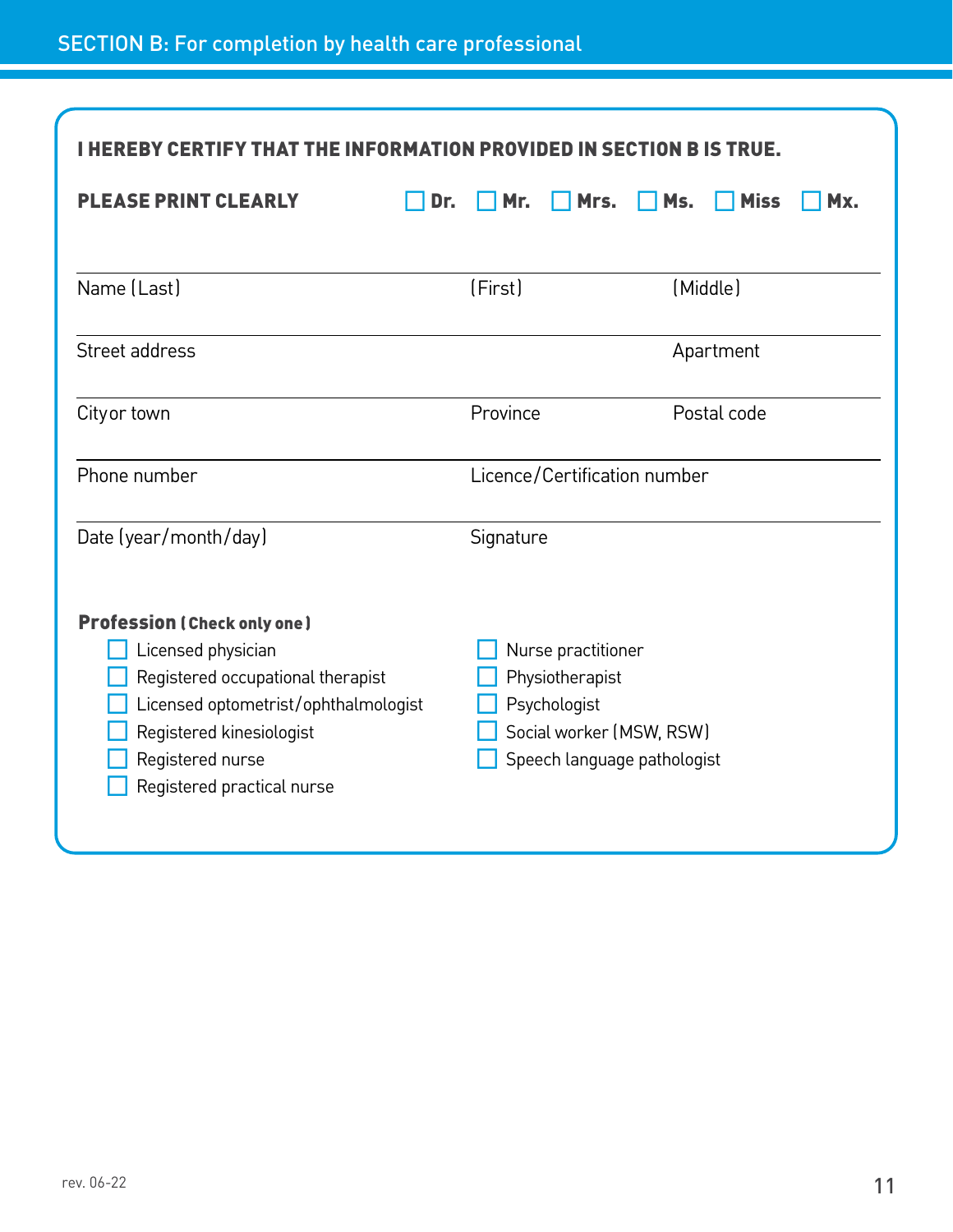## SECTION B: For completion by health care professional

**I HEREBY CERTIFY THAT THE INFORMATION PROVIDED IN SECTION B IS TRUE.**

**PLEASE PRINT CLEARLY** ☐ **Dr.** ☐ **Mr.** ☐ **Mrs.** ☐ **Ms.** ☐ **Miss** ☐ **Mx.**

| Name (Last) | (First) | (Middle) |
|---|---|---|
| Street address | | Apartment |
| City or town | Province | Postal code |
| Phone number | Licence/Certification number | |
| Date (year/month/day) | Signature | |

**Profession (Check only one)**

- ☐ Licensed physician
- ☐ Registered occupational therapist
- ☐ Licensed optometrist/ophthalmologist
- ☐ Registered kinesiologist
- ☐ Registered nurse
- ☐ Registered practical nurse
- ☐ Nurse practitioner
- ☐ Physiotherapist
- ☐ Psychologist
- ☐ Social worker (MSW, RSW)
- ☐ Speech language pathologist

rev. 06-22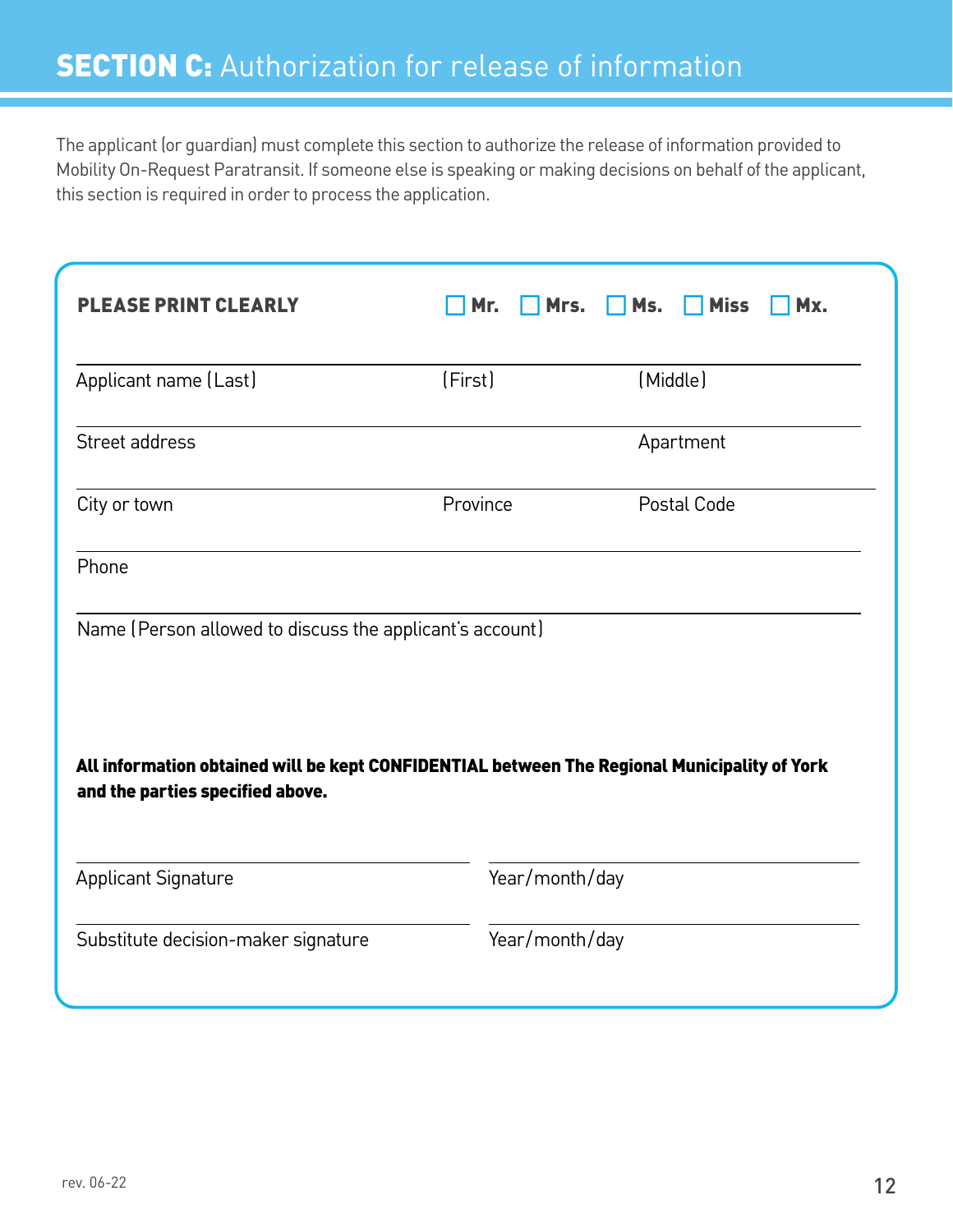## SECTION C: Authorization for release of information

The applicant (or guardian) must complete this section to authorize the release of information provided to Mobility On-Request Paratransit. If someone else is speaking or making decisions on behalf of the applicant, this section is required in order to process the application.

**PLEASE PRINT CLEARLY** ☐ **Mr.** ☐ **Mrs.** ☐ **Ms.** ☐ **Miss** ☐ **Mx.**

Applicant name (Last) ______________ (First) ______________ (Middle) ______________

Street address ______________ Apartment ______________

City or town ______________ Province ______________ Postal Code ______________

Phone ______________

Name (Person allowed to discuss the applicant's account) ______________

**All information obtained will be kept CONFIDENTIAL between The Regional Municipality of York and the parties specified above.**

Applicant Signature ______________ Year/month/day ______________

Substitute decision-maker signature ______________ Year/month/day ______________

rev. 06-22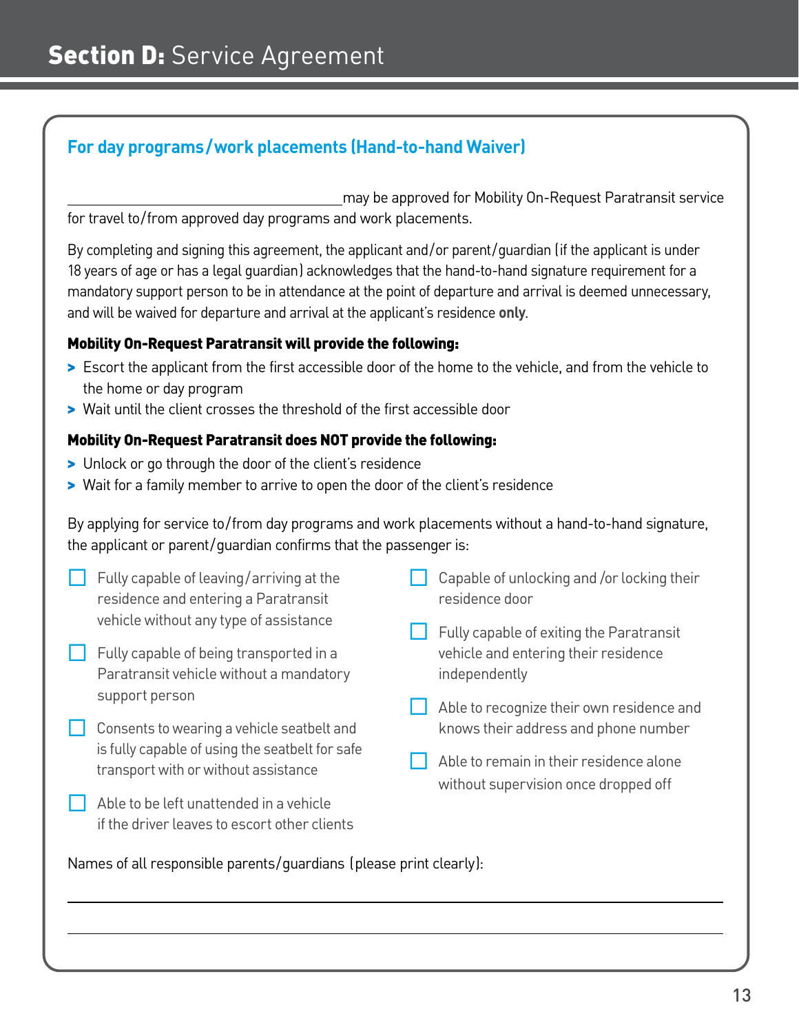# **Section D:** Service Agreement

## For day programs/work placements (Hand-to-hand Waiver)

\_\_\_\_\_\_\_\_\_\_\_\_\_\_\_\_\_\_\_\_\_\_\_\_\_\_\_\_\_\_\_\_\_\_ may be approved for Mobility On-Request Paratransit service for travel to/from approved day programs and work placements.

By completing and signing this agreement, the applicant and/or parent/guardian (if the applicant is under 18 years of age or has a legal guardian) acknowledges that the hand-to-hand signature requirement for a mandatory support person to be in attendance at the point of departure and arrival is deemed unnecessary, and will be waived for departure and arrival at the applicant's residence **only**.

**Mobility On-Request Paratransit will provide the following:**

- Escort the applicant from the first accessible door of the home to the vehicle, and from the vehicle to the home or day program
- Wait until the client crosses the threshold of the first accessible door

**Mobility On-Request Paratransit does NOT provide the following:**

- Unlock or go through the door of the client's residence
- Wait for a family member to arrive to open the door of the client's residence

By applying for service to/from day programs and work placements without a hand-to-hand signature, the applicant or parent/guardian confirms that the passenger is:

- ☐ Fully capable of leaving/arriving at the residence and entering a Paratransit vehicle without any type of assistance
- ☐ Fully capable of being transported in a Paratransit vehicle without a mandatory support person
- ☐ Consents to wearing a vehicle seatbelt and is fully capable of using the seatbelt for safe transport with or without assistance
- ☐ Able to be left unattended in a vehicle if the driver leaves to escort other clients
- ☐ Capable of unlocking and /or locking their residence door
- ☐ Fully capable of exiting the Paratransit vehicle and entering their residence independently
- ☐ Able to recognize their own residence and knows their address and phone number
- ☐ Able to remain in their residence alone without supervision once dropped off

Names of all responsible parents/guardians (please print clearly):

\_\_\_\_\_\_\_\_\_\_\_\_\_\_\_\_\_\_\_\_\_\_\_\_\_\_\_\_\_\_\_\_\_\_\_\_\_\_\_\_\_\_\_\_\_\_\_\_\_\_\_\_\_\_\_\_\_\_\_\_\_\_\_\_

\_\_\_\_\_\_\_\_\_\_\_\_\_\_\_\_\_\_\_\_\_\_\_\_\_\_\_\_\_\_\_\_\_\_\_\_\_\_\_\_\_\_\_\_\_\_\_\_\_\_\_\_\_\_\_\_\_\_\_\_\_\_\_\_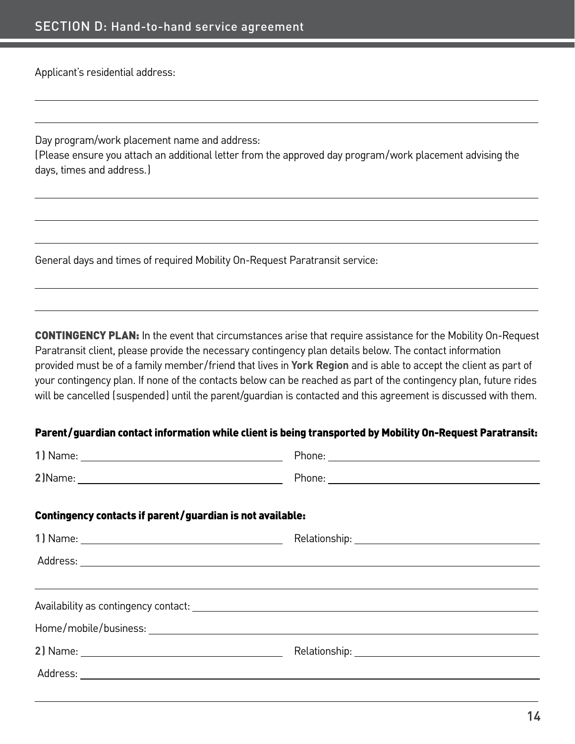## SECTION D: Hand-to-hand service agreement

Applicant's residential address:

\_\_\_\_\_\_\_\_\_\_\_\_\_\_\_\_\_\_\_\_\_\_\_\_\_\_\_\_\_\_\_\_\_\_\_\_\_\_\_\_\_\_\_\_\_\_\_\_\_\_\_\_\_\_\_\_

\_\_\_\_\_\_\_\_\_\_\_\_\_\_\_\_\_\_\_\_\_\_\_\_\_\_\_\_\_\_\_\_\_\_\_\_\_\_\_\_\_\_\_\_\_\_\_\_\_\_\_\_\_\_\_\_

Day program/work placement name and address:
(Please ensure you attach an additional letter from the approved day program/work placement advising the days, times and address.)

\_\_\_\_\_\_\_\_\_\_\_\_\_\_\_\_\_\_\_\_\_\_\_\_\_\_\_\_\_\_\_\_\_\_\_\_\_\_\_\_\_\_\_\_\_\_\_\_\_\_\_\_\_\_\_\_

\_\_\_\_\_\_\_\_\_\_\_\_\_\_\_\_\_\_\_\_\_\_\_\_\_\_\_\_\_\_\_\_\_\_\_\_\_\_\_\_\_\_\_\_\_\_\_\_\_\_\_\_\_\_\_\_

\_\_\_\_\_\_\_\_\_\_\_\_\_\_\_\_\_\_\_\_\_\_\_\_\_\_\_\_\_\_\_\_\_\_\_\_\_\_\_\_\_\_\_\_\_\_\_\_\_\_\_\_\_\_\_\_

General days and times of required Mobility On-Request Paratransit service:

\_\_\_\_\_\_\_\_\_\_\_\_\_\_\_\_\_\_\_\_\_\_\_\_\_\_\_\_\_\_\_\_\_\_\_\_\_\_\_\_\_\_\_\_\_\_\_\_\_\_\_\_\_\_\_\_

\_\_\_\_\_\_\_\_\_\_\_\_\_\_\_\_\_\_\_\_\_\_\_\_\_\_\_\_\_\_\_\_\_\_\_\_\_\_\_\_\_\_\_\_\_\_\_\_\_\_\_\_\_\_\_\_

**CONTINGENCY PLAN:** In the event that circumstances arise that require assistance for the Mobility On-Request Paratransit client, please provide the necessary contingency plan details below. The contact information provided must be of a family member/friend that lives in **York Region** and is able to accept the client as part of your contingency plan. If none of the contacts below can be reached as part of the contingency plan, future rides will be cancelled (suspended) until the parent/guardian is contacted and this agreement is discussed with them.

**Parent/guardian contact information while client is being transported by Mobility On-Request Paratransit:**

**1)** Name: \_\_\_\_\_\_\_\_\_\_\_\_\_\_\_\_\_\_\_\_ Phone: \_\_\_\_\_\_\_\_\_\_\_\_\_\_\_\_\_\_\_\_

**2)** Name: \_\_\_\_\_\_\_\_\_\_\_\_\_\_\_\_\_\_\_\_ Phone: \_\_\_\_\_\_\_\_\_\_\_\_\_\_\_\_\_\_\_\_

**Contingency contacts if parent/guardian is not available:**

**1)** Name: \_\_\_\_\_\_\_\_\_\_\_\_\_\_\_\_\_\_\_\_ Relationship: \_\_\_\_\_\_\_\_\_\_\_\_\_\_\_\_\_\_\_\_

Address: \_\_\_\_\_\_\_\_\_\_\_\_\_\_\_\_\_\_\_\_\_\_\_\_\_\_\_\_\_\_\_\_\_\_\_\_\_\_\_\_\_\_\_\_\_\_\_\_

\_\_\_\_\_\_\_\_\_\_\_\_\_\_\_\_\_\_\_\_\_\_\_\_\_\_\_\_\_\_\_\_\_\_\_\_\_\_\_\_\_\_\_\_\_\_\_\_\_\_\_\_\_\_\_\_

Availability as contingency contact: \_\_\_\_\_\_\_\_\_\_\_\_\_\_\_\_\_\_\_\_\_\_\_\_\_\_\_\_\_\_\_\_\_\_\_\_

Home/mobile/business: \_\_\_\_\_\_\_\_\_\_\_\_\_\_\_\_\_\_\_\_\_\_\_\_\_\_\_\_\_\_\_\_\_\_\_\_\_\_\_\_

**2)** Name: \_\_\_\_\_\_\_\_\_\_\_\_\_\_\_\_\_\_\_\_ Relationship: \_\_\_\_\_\_\_\_\_\_\_\_\_\_\_\_\_\_\_\_

Address: \_\_\_\_\_\_\_\_\_\_\_\_\_\_\_\_\_\_\_\_\_\_\_\_\_\_\_\_\_\_\_\_\_\_\_\_\_\_\_\_\_\_\_\_\_\_\_\_

\_\_\_\_\_\_\_\_\_\_\_\_\_\_\_\_\_\_\_\_\_\_\_\_\_\_\_\_\_\_\_\_\_\_\_\_\_\_\_\_\_\_\_\_\_\_\_\_\_\_\_\_\_\_\_\_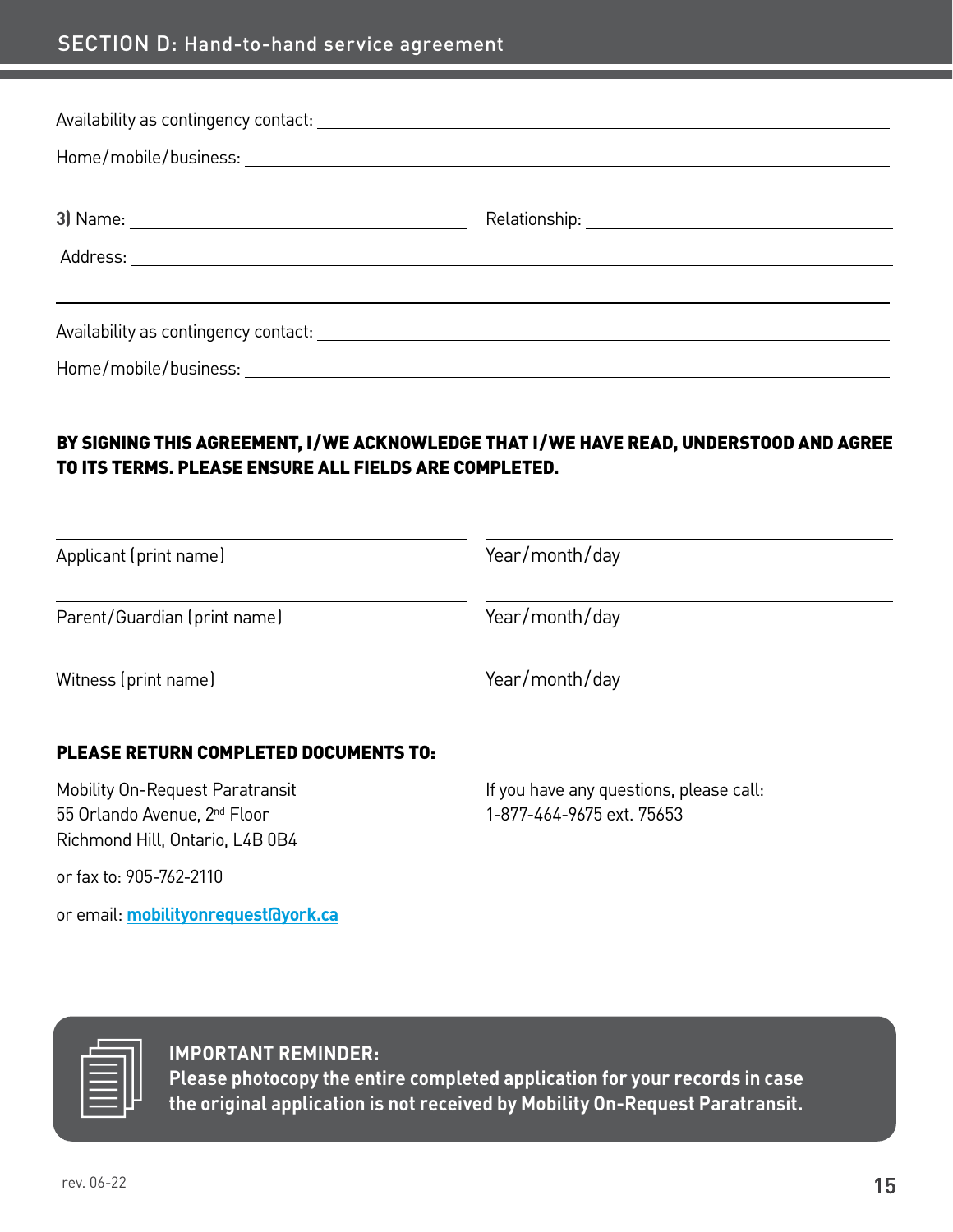## SECTION D: Hand-to-hand service agreement

Availability as contingency contact: ______________________________

Home/mobile/business: ______________________________

**3)** Name: ______________________________ Relationship: ______________________________

Address: ______________________________

______________________________

Availability as contingency contact: ______________________________

Home/mobile/business: ______________________________

**BY SIGNING THIS AGREEMENT, I/WE ACKNOWLEDGE THAT I/WE HAVE READ, UNDERSTOOD AND AGREE TO ITS TERMS. PLEASE ENSURE ALL FIELDS ARE COMPLETED.**

______________________________ ______________________________
Applicant (print name) Year/month/day

______________________________ ______________________________
Parent/Guardian (print name) Year/month/day

______________________________ ______________________________
Witness (print name) Year/month/day

**PLEASE RETURN COMPLETED DOCUMENTS TO:**

Mobility On-Request Paratransit
55 Orlando Avenue, 2nd Floor
Richmond Hill, Ontario, L4B 0B4

or fax to: 905-762-2110

or email: **mobilityonrequest@york.ca**

If you have any questions, please call:
1-877-464-9675 ext. 75653

**IMPORTANT REMINDER:**
**Please photocopy the entire completed application for your records in case the original application is not received by Mobility On-Request Paratransit.**

rev. 06-22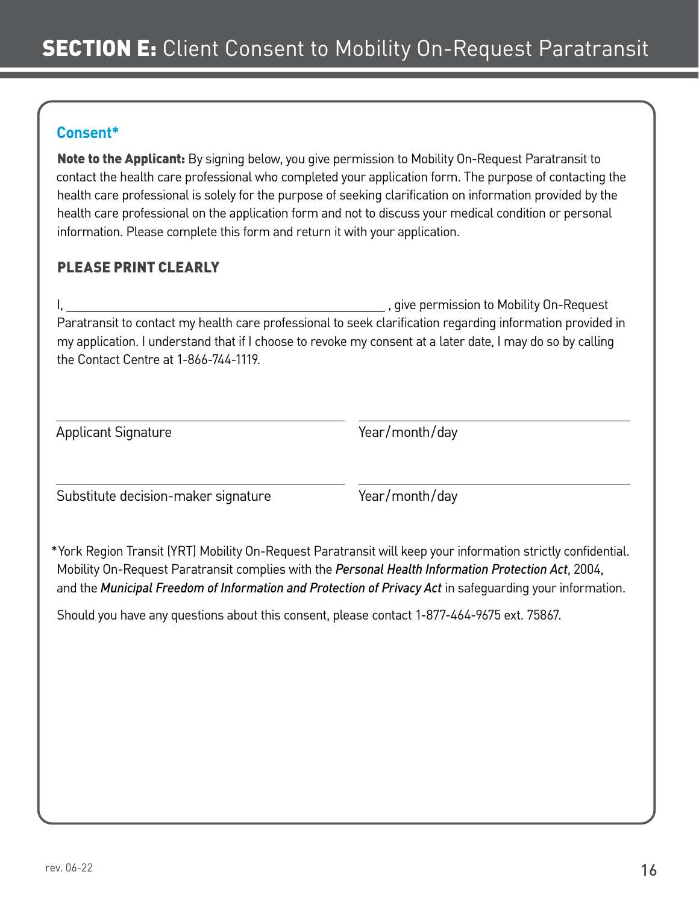# **SECTION E:** Client Consent to Mobility On-Request Paratransit

## Consent*

**Note to the Applicant:** By signing below, you give permission to Mobility On-Request Paratransit to contact the health care professional who completed your application form. The purpose of contacting the health care professional is solely for the purpose of seeking clarification on information provided by the health care professional on the application form and not to discuss your medical condition or personal information. Please complete this form and return it with your application.

**PLEASE PRINT CLEARLY**

I, \_\_\_\_\_\_\_\_\_\_\_\_\_\_\_\_\_\_\_\_\_\_\_\_\_\_\_\_\_\_\_\_\_\_\_\_\_\_\_\_\_\_\_\_ , give permission to Mobility On-Request Paratransit to contact my health care professional to seek clarification regarding information provided in my application. I understand that if I choose to revoke my consent at a later date, I may do so by calling the Contact Centre at 1-866-744-1119.

\_\_\_\_\_\_\_\_\_\_\_\_\_\_\_\_\_\_\_\_\_\_\_\_\_\_\_\_\_\_\_\_\_\_\_\_ \_\_\_\_\_\_\_\_\_\_\_\_\_\_\_\_\_\_\_\_\_\_\_\_\_\_\_\_\_\_\_\_\_\_\_\_
Applicant Signature Year/month/day

\_\_\_\_\_\_\_\_\_\_\_\_\_\_\_\_\_\_\_\_\_\_\_\_\_\_\_\_\_\_\_\_\_\_\_\_ \_\_\_\_\_\_\_\_\_\_\_\_\_\_\_\_\_\_\_\_\_\_\_\_\_\_\_\_\_\_\_\_\_\_\_\_
Substitute decision-maker signature Year/month/day

*York Region Transit (YRT) Mobility On-Request Paratransit will keep your information strictly confidential. Mobility On-Request Paratransit complies with the *Personal Health Information Protection Act*, 2004, and the *Municipal Freedom of Information and Protection of Privacy Act* in safeguarding your information.

Should you have any questions about this consent, please contact 1-877-464-9675 ext. 75867.

rev. 06-22